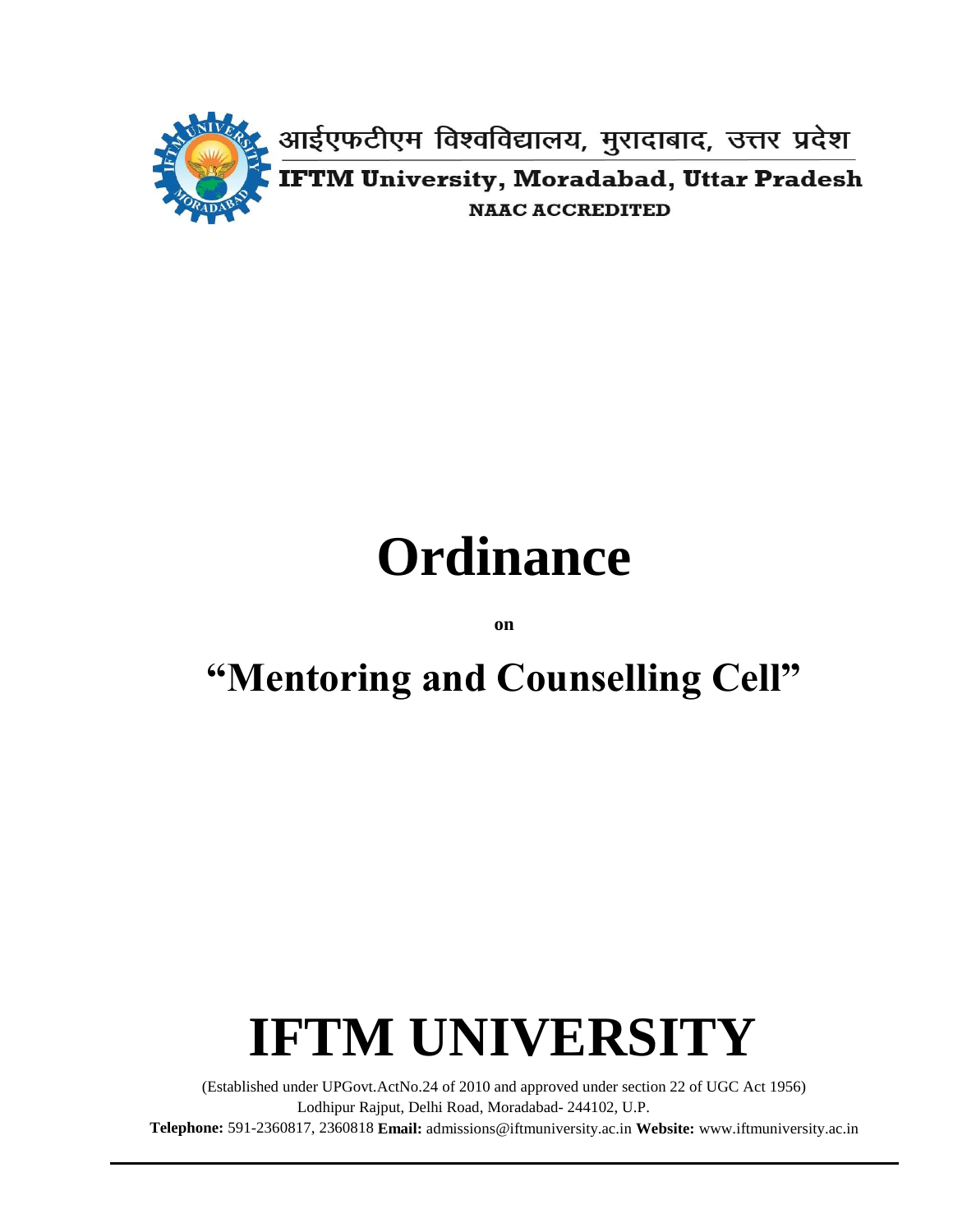आईएफटीएम विश्वविद्यालय, मुरादाबाद, उत्तर प्रदेश

**IFTM University, Moradabad, Uttar Pradesh**

**NAAC ACCREDITED**

# Ordinance

**on**

## "Mentoring and Counselling Cell"

# IFTM UNIVERSITY

(Established under UPGovt.ActNo.24 of 2010 and approved under section 22 of UGC Act 1956)
Lodhipur Rajput, Delhi Road, Moradabad- 244102, U.P.

**Telephone:** 591-2360817, 2360818 **Email:** admissions@iftmuniversity.ac.in **Website:** www.iftmuniversity.ac.in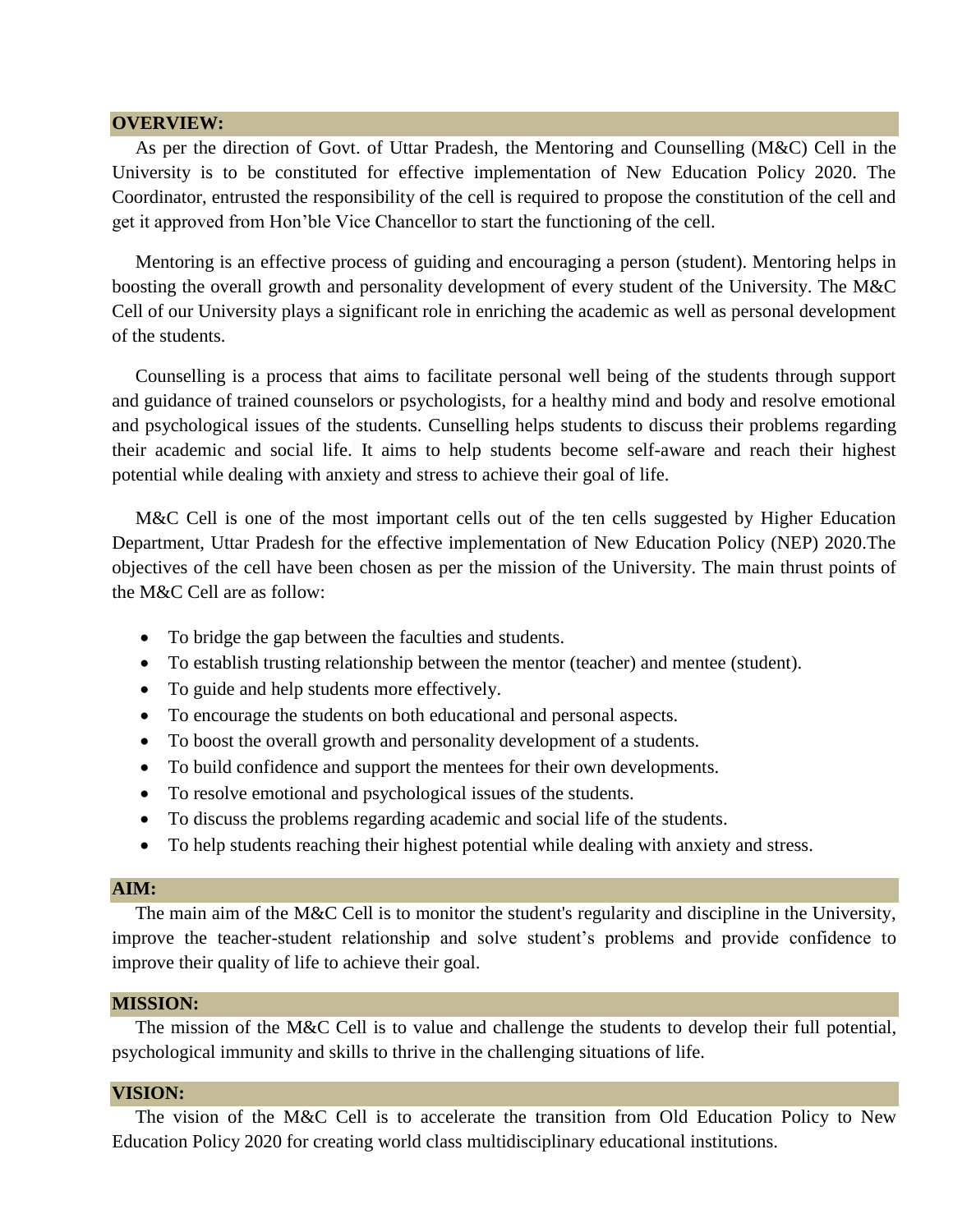## OVERVIEW:

As per the direction of Govt. of Uttar Pradesh, the Mentoring and Counselling (M&C) Cell in the University is to be constituted for effective implementation of New Education Policy 2020. The Coordinator, entrusted the responsibility of the cell is required to propose the constitution of the cell and get it approved from Hon'ble Vice Chancellor to start the functioning of the cell.

Mentoring is an effective process of guiding and encouraging a person (student). Mentoring helps in boosting the overall growth and personality development of every student of the University. The M&C Cell of our University plays a significant role in enriching the academic as well as personal development of the students.

Counselling is a process that aims to facilitate personal well being of the students through support and guidance of trained counselors or psychologists, for a healthy mind and body and resolve emotional and psychological issues of the students. Cunselling helps students to discuss their problems regarding their academic and social life. It aims to help students become self-aware and reach their highest potential while dealing with anxiety and stress to achieve their goal of life.

M&C Cell is one of the most important cells out of the ten cells suggested by Higher Education Department, Uttar Pradesh for the effective implementation of New Education Policy (NEP) 2020.The objectives of the cell have been chosen as per the mission of the University. The main thrust points of the M&C Cell are as follow:

- To bridge the gap between the faculties and students.
- To establish trusting relationship between the mentor (teacher) and mentee (student).
- To guide and help students more effectively.
- To encourage the students on both educational and personal aspects.
- To boost the overall growth and personality development of a students.
- To build confidence and support the mentees for their own developments.
- To resolve emotional and psychological issues of the students.
- To discuss the problems regarding academic and social life of the students.
- To help students reaching their highest potential while dealing with anxiety and stress.

## AIM:

The main aim of the M&C Cell is to monitor the student's regularity and discipline in the University, improve the teacher-student relationship and solve student's problems and provide confidence to improve their quality of life to achieve their goal.

## MISSION:

The mission of the M&C Cell is to value and challenge the students to develop their full potential, psychological immunity and skills to thrive in the challenging situations of life.

## VISION:

The vision of the M&C Cell is to accelerate the transition from Old Education Policy to New Education Policy 2020 for creating world class multidisciplinary educational institutions.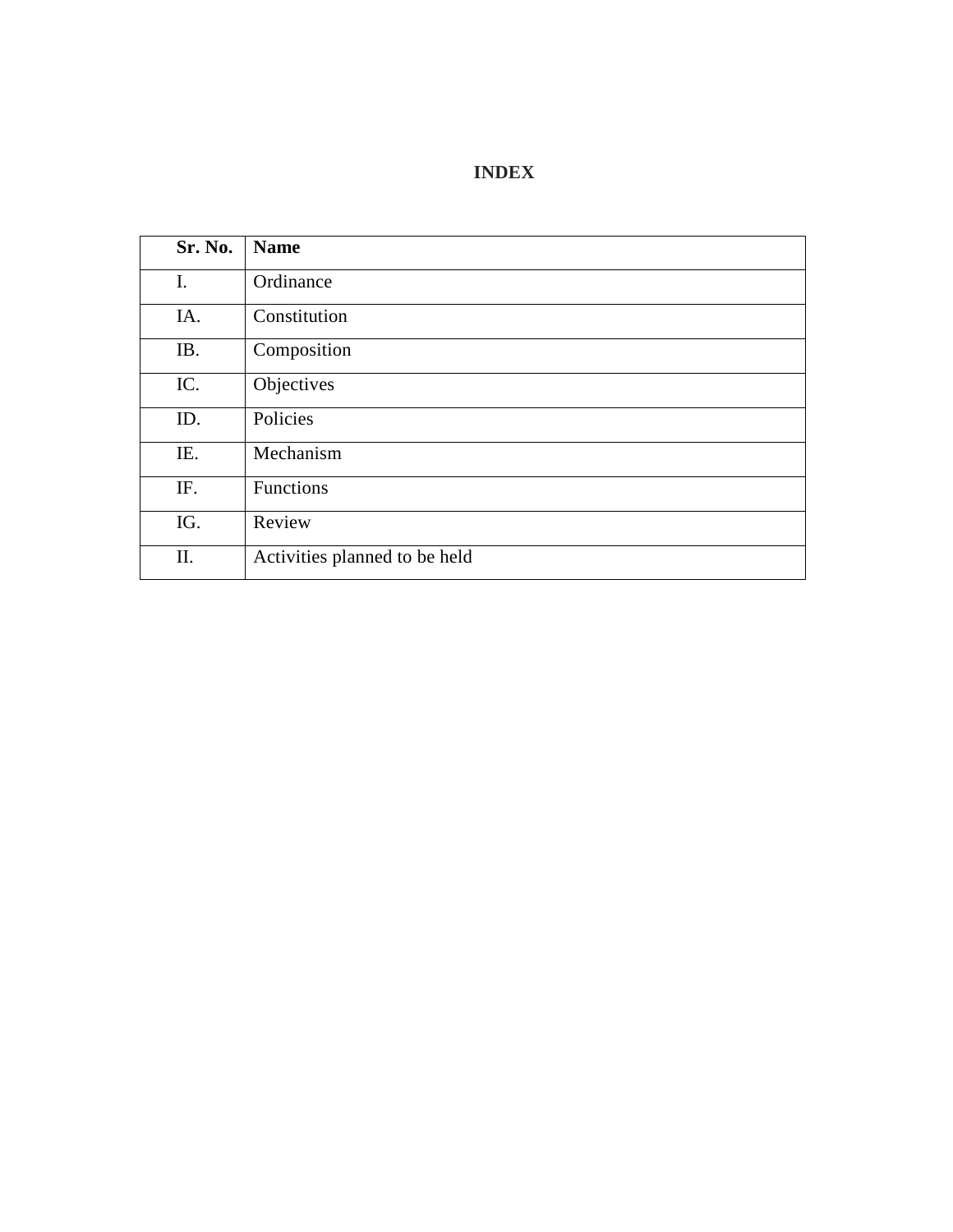# INDEX

| Sr. No. | Name |
|---|---|
| I. | Ordinance |
| IA. | Constitution |
| IB. | Composition |
| IC. | Objectives |
| ID. | Policies |
| IE. | Mechanism |
| IF. | Functions |
| IG. | Review |
| II. | Activities planned to be held |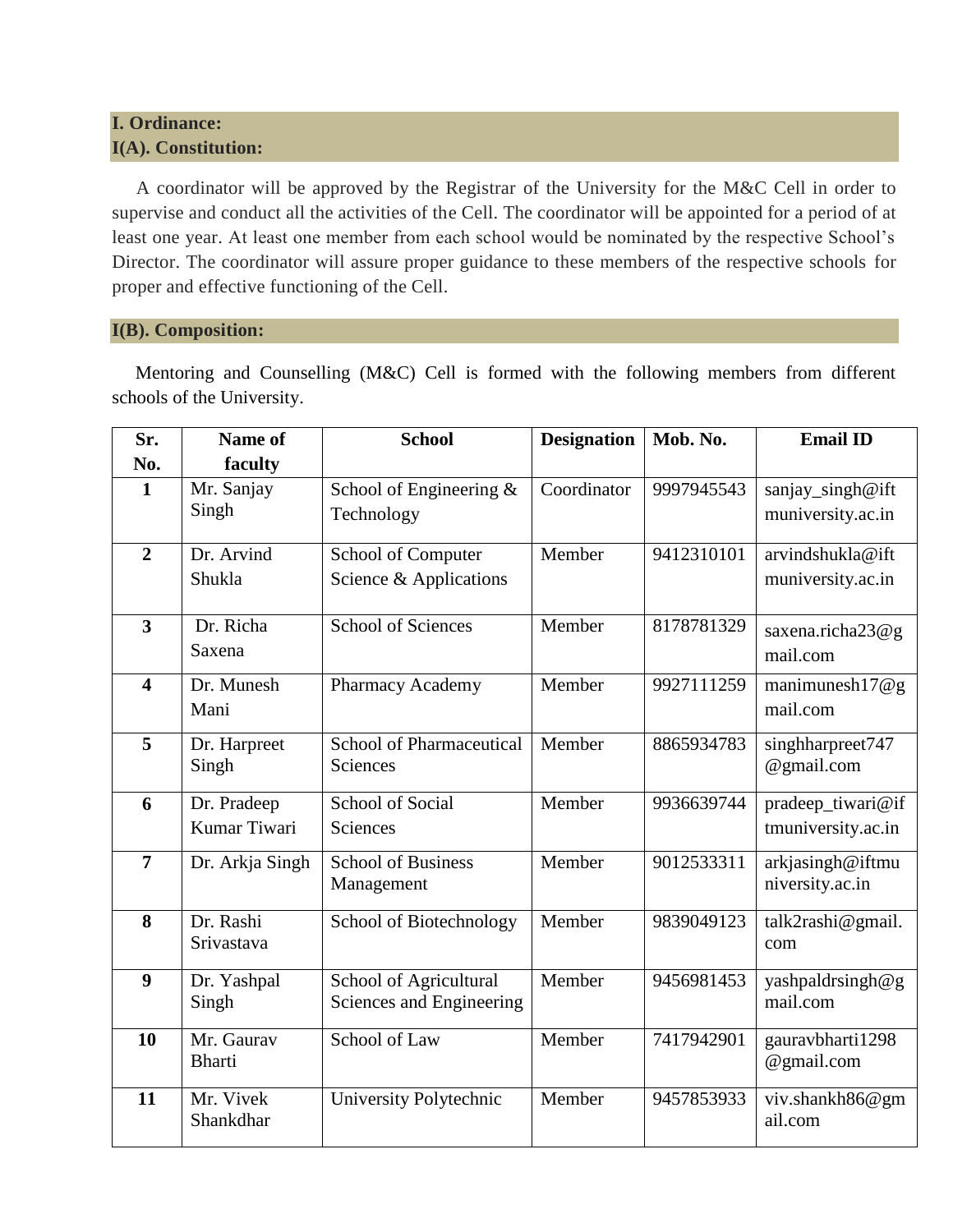## I. Ordinance:

### I(A). Constitution:

A coordinator will be approved by the Registrar of the University for the M&C Cell in order to supervise and conduct all the activities of the Cell. The coordinator will be appointed for a period of at least one year. At least one member from each school would be nominated by the respective School's Director. The coordinator will assure proper guidance to these members of the respective schools for proper and effective functioning of the Cell.

### I(B). Composition:

Mentoring and Counselling (M&C) Cell is formed with the following members from different schools of the University.

| Sr. No. | Name of faculty | School | Designation | Mob. No. | Email ID |
|---|---|---|---|---|---|
| 1 | Mr. Sanjay Singh | School of Engineering & Technology | Coordinator | 9997945543 | sanjay_singh@iftmuniversity.ac.in |
| 2 | Dr. Arvind Shukla | School of Computer Science & Applications | Member | 9412310101 | arvindshukla@iftmuniversity.ac.in |
| 3 | Dr. Richa Saxena | School of Sciences | Member | 8178781329 | saxena.richa23@gmail.com |
| 4 | Dr. Munesh Mani | Pharmacy Academy | Member | 9927111259 | manimunesh17@gmail.com |
| 5 | Dr. Harpreet Singh | School of Pharmaceutical Sciences | Member | 8865934783 | singhharpreet747@gmail.com |
| 6 | Dr. Pradeep Kumar Tiwari | School of Social Sciences | Member | 9936639744 | pradeep_tiwari@iftmuniversity.ac.in |
| 7 | Dr. Arkja Singh | School of Business Management | Member | 9012533311 | arkjasingh@iftmuniversity.ac.in |
| 8 | Dr. Rashi Srivastava | School of Biotechnology | Member | 9839049123 | talk2rashi@gmail.com |
| 9 | Dr. Yashpal Singh | School of Agricultural Sciences and Engineering | Member | 9456981453 | yashpaldrsingh@gmail.com |
| 10 | Mr. Gaurav Bharti | School of Law | Member | 7417942901 | gauravbharti1298@gmail.com |
| 11 | Mr. Vivek Shankdhar | University Polytechnic | Member | 9457853933 | viv.shankh86@gmail.com |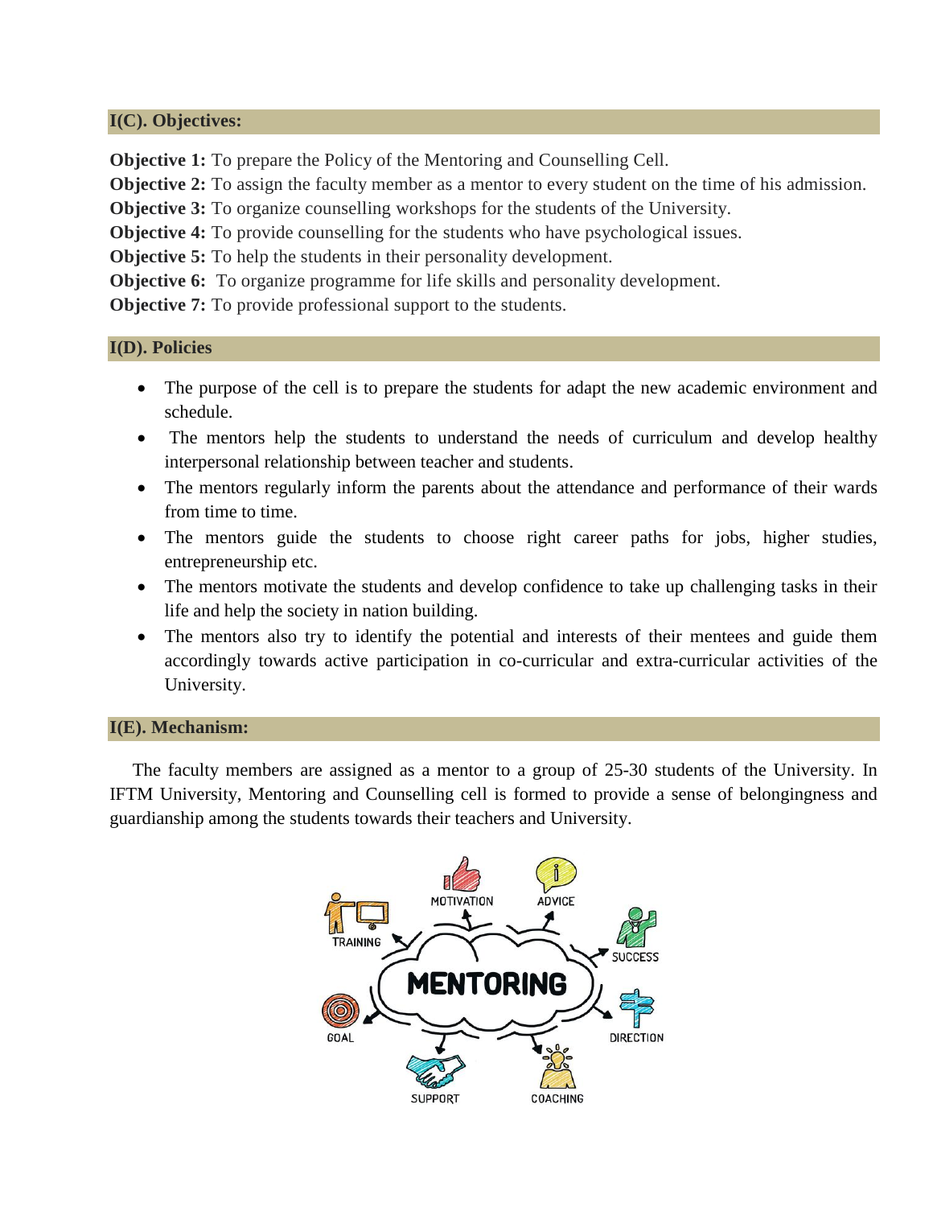## I(C). Objectives:

**Objective 1:** To prepare the Policy of the Mentoring and Counselling Cell.
**Objective 2:** To assign the faculty member as a mentor to every student on the time of his admission.
**Objective 3:** To organize counselling workshops for the students of the University.
**Objective 4:** To provide counselling for the students who have psychological issues.
**Objective 5:** To help the students in their personality development.
**Objective 6:** To organize programme for life skills and personality development.
**Objective 7:** To provide professional support to the students.

## I(D). Policies

- The purpose of the cell is to prepare the students for adapt the new academic environment and schedule.
- The mentors help the students to understand the needs of curriculum and develop healthy interpersonal relationship between teacher and students.
- The mentors regularly inform the parents about the attendance and performance of their wards from time to time.
- The mentors guide the students to choose right career paths for jobs, higher studies, entrepreneurship etc.
- The mentors motivate the students and develop confidence to take up challenging tasks in their life and help the society in nation building.
- The mentors also try to identify the potential and interests of their mentees and guide them accordingly towards active participation in co-curricular and extra-curricular activities of the University.

## I(E). Mechanism:

The faculty members are assigned as a mentor to a group of 25-30 students of the University. In IFTM University, Mentoring and Counselling cell is formed to provide a sense of belongingness and guardianship among the students towards their teachers and University.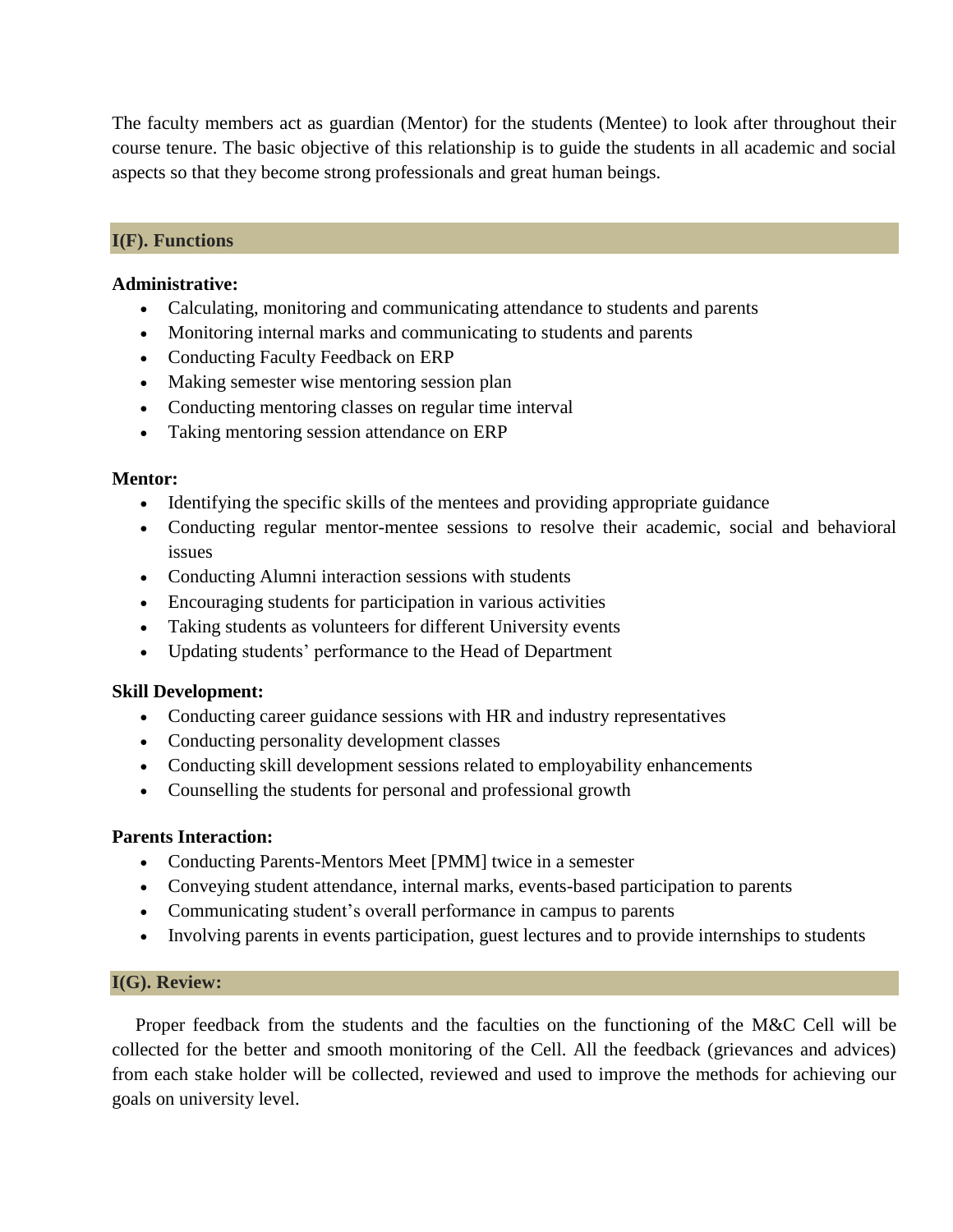The faculty members act as guardian (Mentor) for the students (Mentee) to look after throughout their course tenure. The basic objective of this relationship is to guide the students in all academic and social aspects so that they become strong professionals and great human beings.

## I(F). Functions

**Administrative:**

- Calculating, monitoring and communicating attendance to students and parents
- Monitoring internal marks and communicating to students and parents
- Conducting Faculty Feedback on ERP
- Making semester wise mentoring session plan
- Conducting mentoring classes on regular time interval
- Taking mentoring session attendance on ERP

**Mentor:**

- Identifying the specific skills of the mentees and providing appropriate guidance
- Conducting regular mentor-mentee sessions to resolve their academic, social and behavioral issues
- Conducting Alumni interaction sessions with students
- Encouraging students for participation in various activities
- Taking students as volunteers for different University events
- Updating students' performance to the Head of Department

**Skill Development:**

- Conducting career guidance sessions with HR and industry representatives
- Conducting personality development classes
- Conducting skill development sessions related to employability enhancements
- Counselling the students for personal and professional growth

**Parents Interaction:**

- Conducting Parents-Mentors Meet [PMM] twice in a semester
- Conveying student attendance, internal marks, events-based participation to parents
- Communicating student's overall performance in campus to parents
- Involving parents in events participation, guest lectures and to provide internships to students

## I(G). Review:

Proper feedback from the students and the faculties on the functioning of the M&C Cell will be collected for the better and smooth monitoring of the Cell. All the feedback (grievances and advices) from each stake holder will be collected, reviewed and used to improve the methods for achieving our goals on university level.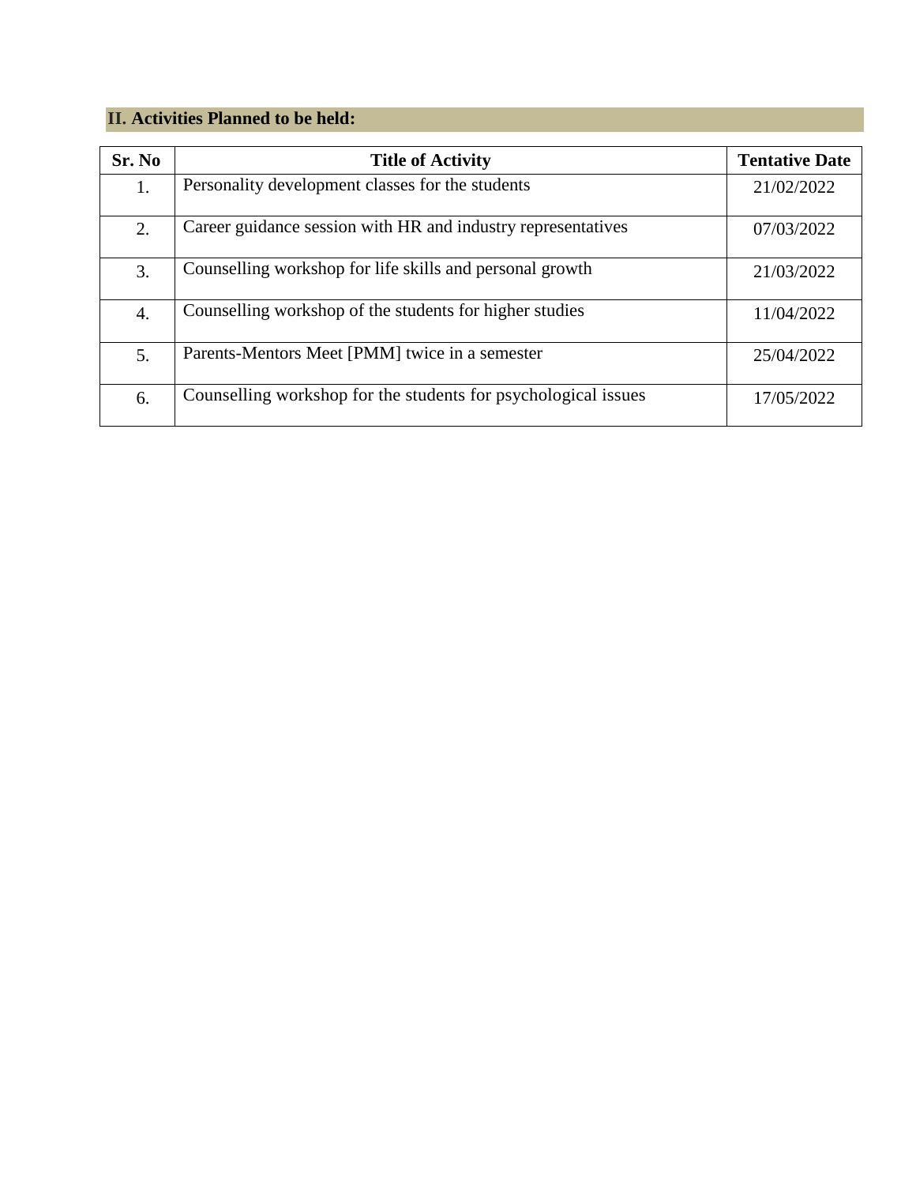## II. Activities Planned to be held:

| Sr. No | Title of Activity | Tentative Date |
|---|---|---|
| 1. | Personality development classes for the students | 21/02/2022 |
| 2. | Career guidance session with HR and industry representatives | 07/03/2022 |
| 3. | Counselling workshop for life skills and personal growth | 21/03/2022 |
| 4. | Counselling workshop of the students for higher studies | 11/04/2022 |
| 5. | Parents-Mentors Meet [PMM] twice in a semester | 25/04/2022 |
| 6. | Counselling workshop for the students for psychological issues | 17/05/2022 |